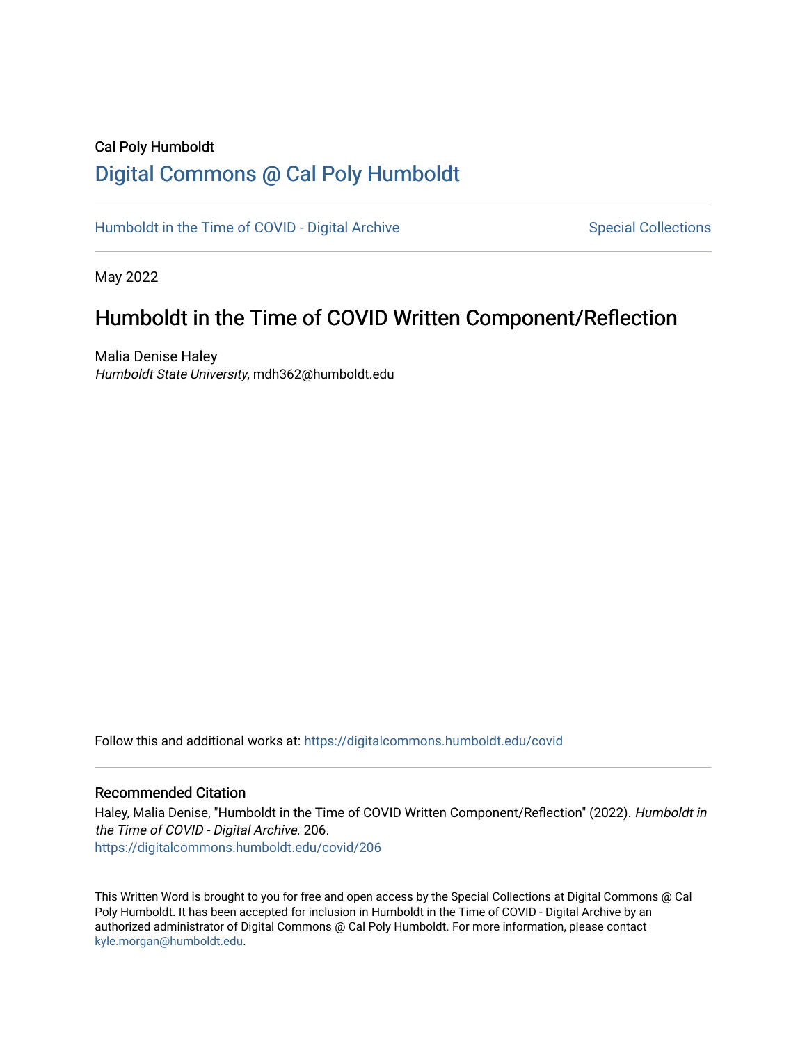Cal Poly Humboldt

# Digital Commons @ Cal Poly Humboldt

Humboldt in the Time of COVID - Digital Archive

Special Collections

May 2022

## Humboldt in the Time of COVID Written Component/Reflection

Malia Denise Haley
*Humboldt State University*, mdh362@humboldt.edu

Follow this and additional works at: https://digitalcommons.humboldt.edu/covid

### Recommended Citation

Haley, Malia Denise, "Humboldt in the Time of COVID Written Component/Reflection" (2022). *Humboldt in the Time of COVID - Digital Archive*. 206.
https://digitalcommons.humboldt.edu/covid/206

This Written Word is brought to you for free and open access by the Special Collections at Digital Commons @ Cal Poly Humboldt. It has been accepted for inclusion in Humboldt in the Time of COVID - Digital Archive by an authorized administrator of Digital Commons @ Cal Poly Humboldt. For more information, please contact kyle.morgan@humboldt.edu.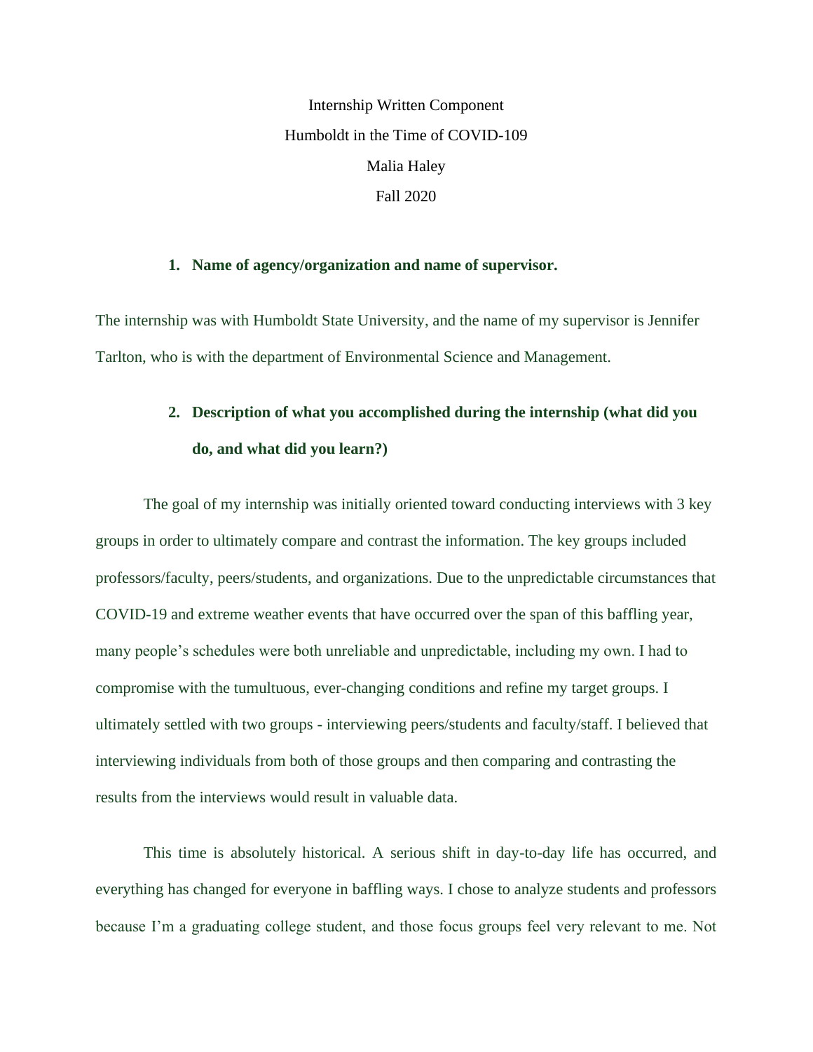Internship Written Component

Humboldt in the Time of COVID-109

Malia Haley

Fall 2020

1. **Name of agency/organization and name of supervisor.**

The internship was with Humboldt State University, and the name of my supervisor is Jennifer Tarlton, who is with the department of Environmental Science and Management.

2. **Description of what you accomplished during the internship (what did you do, and what did you learn?)**

The goal of my internship was initially oriented toward conducting interviews with 3 key groups in order to ultimately compare and contrast the information. The key groups included professors/faculty, peers/students, and organizations. Due to the unpredictable circumstances that COVID-19 and extreme weather events that have occurred over the span of this baffling year, many people's schedules were both unreliable and unpredictable, including my own. I had to compromise with the tumultuous, ever-changing conditions and refine my target groups. I ultimately settled with two groups - interviewing peers/students and faculty/staff. I believed that interviewing individuals from both of those groups and then comparing and contrasting the results from the interviews would result in valuable data.

This time is absolutely historical. A serious shift in day-to-day life has occurred, and everything has changed for everyone in baffling ways. I chose to analyze students and professors because I'm a graduating college student, and those focus groups feel very relevant to me. Not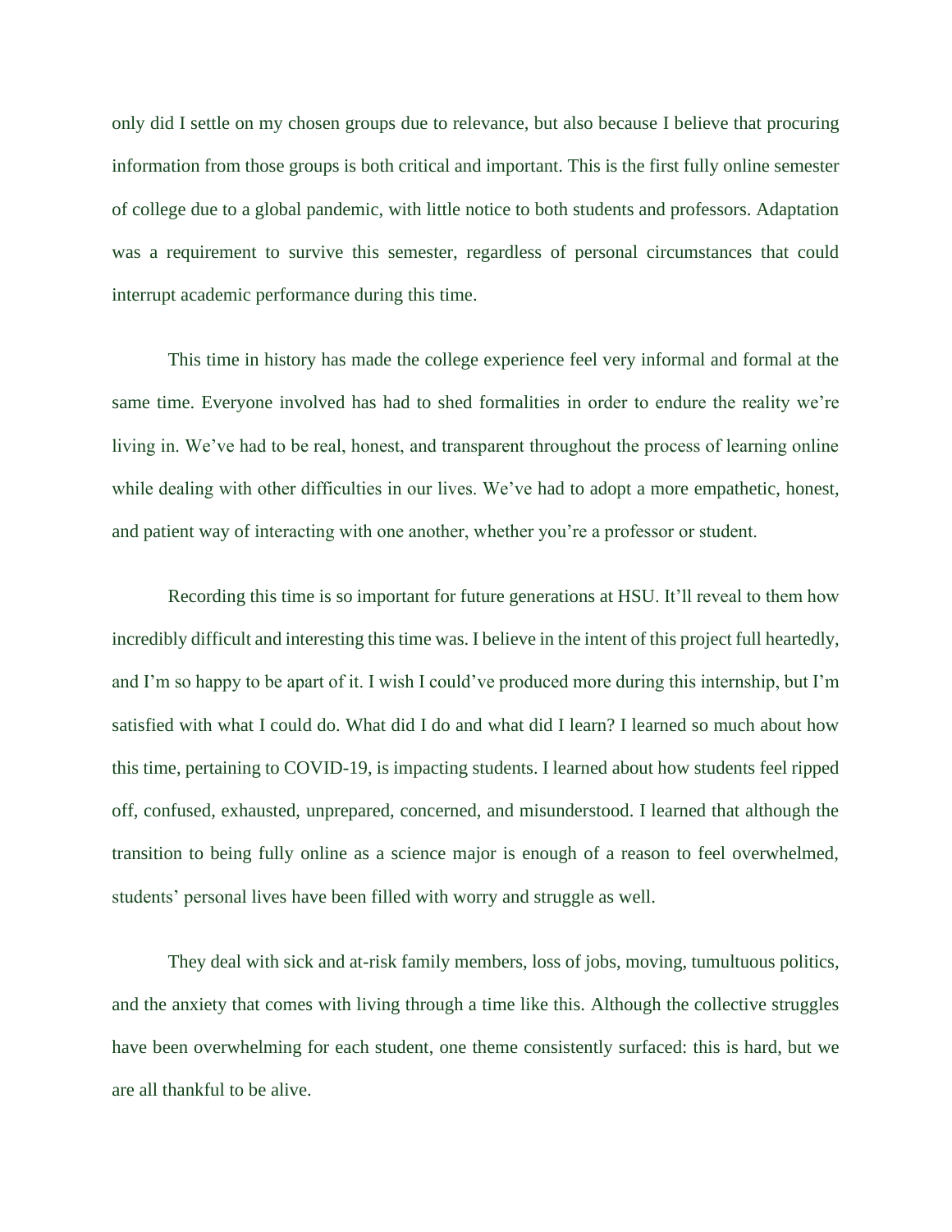only did I settle on my chosen groups due to relevance, but also because I believe that procuring information from those groups is both critical and important. This is the first fully online semester of college due to a global pandemic, with little notice to both students and professors. Adaptation was a requirement to survive this semester, regardless of personal circumstances that could interrupt academic performance during this time.

This time in history has made the college experience feel very informal and formal at the same time. Everyone involved has had to shed formalities in order to endure the reality we're living in. We've had to be real, honest, and transparent throughout the process of learning online while dealing with other difficulties in our lives. We've had to adopt a more empathetic, honest, and patient way of interacting with one another, whether you're a professor or student.

Recording this time is so important for future generations at HSU. It'll reveal to them how incredibly difficult and interesting this time was. I believe in the intent of this project full heartedly, and I'm so happy to be apart of it. I wish I could've produced more during this internship, but I'm satisfied with what I could do. What did I do and what did I learn? I learned so much about how this time, pertaining to COVID-19, is impacting students. I learned about how students feel ripped off, confused, exhausted, unprepared, concerned, and misunderstood. I learned that although the transition to being fully online as a science major is enough of a reason to feel overwhelmed, students' personal lives have been filled with worry and struggle as well.

They deal with sick and at-risk family members, loss of jobs, moving, tumultuous politics, and the anxiety that comes with living through a time like this. Although the collective struggles have been overwhelming for each student, one theme consistently surfaced: this is hard, but we are all thankful to be alive.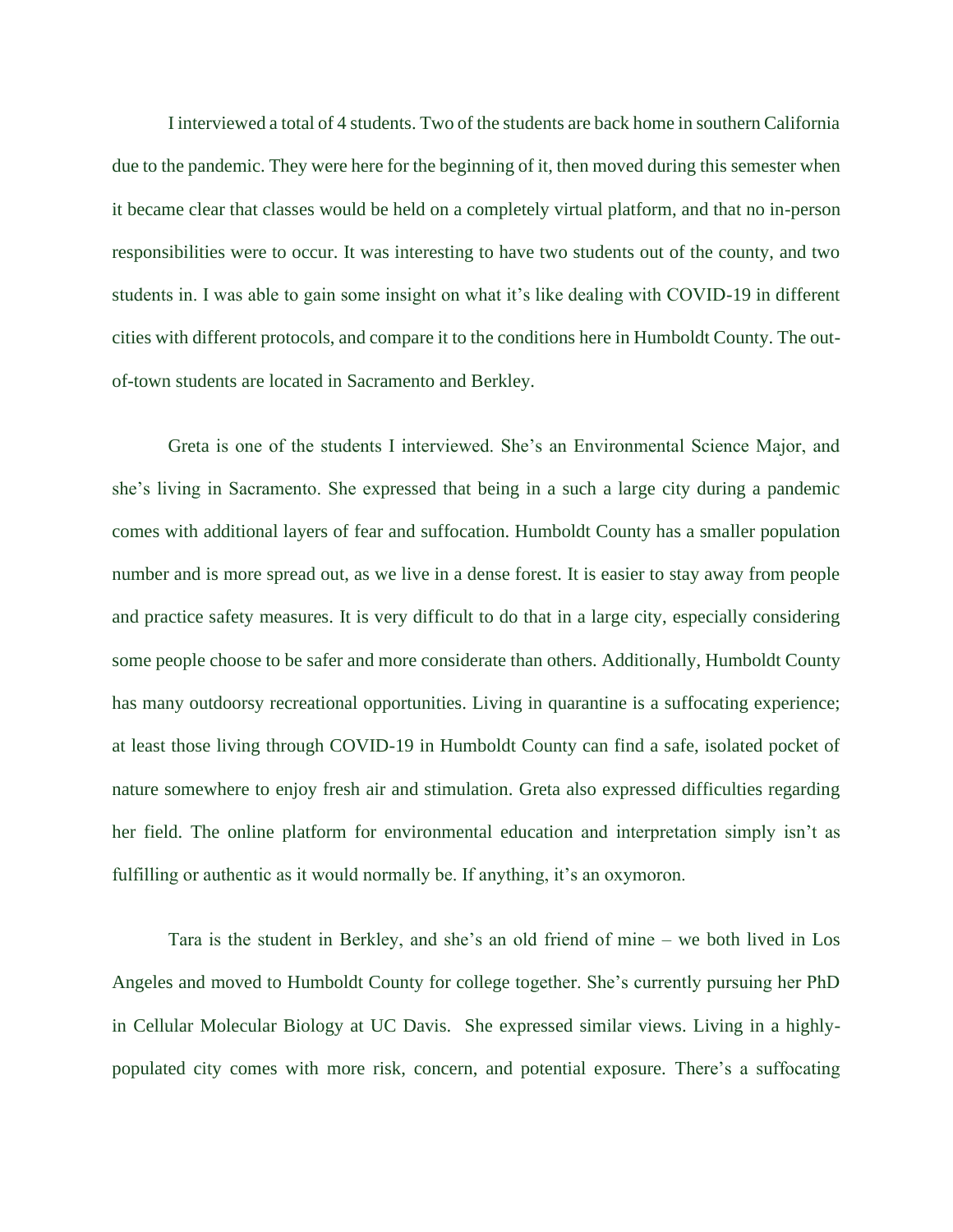I interviewed a total of 4 students. Two of the students are back home in southern California due to the pandemic. They were here for the beginning of it, then moved during this semester when it became clear that classes would be held on a completely virtual platform, and that no in-person responsibilities were to occur. It was interesting to have two students out of the county, and two students in. I was able to gain some insight on what it's like dealing with COVID-19 in different cities with different protocols, and compare it to the conditions here in Humboldt County. The out-of-town students are located in Sacramento and Berkley.

Greta is one of the students I interviewed. She's an Environmental Science Major, and she's living in Sacramento. She expressed that being in a such a large city during a pandemic comes with additional layers of fear and suffocation. Humboldt County has a smaller population number and is more spread out, as we live in a dense forest. It is easier to stay away from people and practice safety measures. It is very difficult to do that in a large city, especially considering some people choose to be safer and more considerate than others. Additionally, Humboldt County has many outdoorsy recreational opportunities. Living in quarantine is a suffocating experience; at least those living through COVID-19 in Humboldt County can find a safe, isolated pocket of nature somewhere to enjoy fresh air and stimulation. Greta also expressed difficulties regarding her field. The online platform for environmental education and interpretation simply isn't as fulfilling or authentic as it would normally be. If anything, it's an oxymoron.

Tara is the student in Berkley, and she's an old friend of mine – we both lived in Los Angeles and moved to Humboldt County for college together. She's currently pursuing her PhD in Cellular Molecular Biology at UC Davis. She expressed similar views. Living in a highly-populated city comes with more risk, concern, and potential exposure. There's a suffocating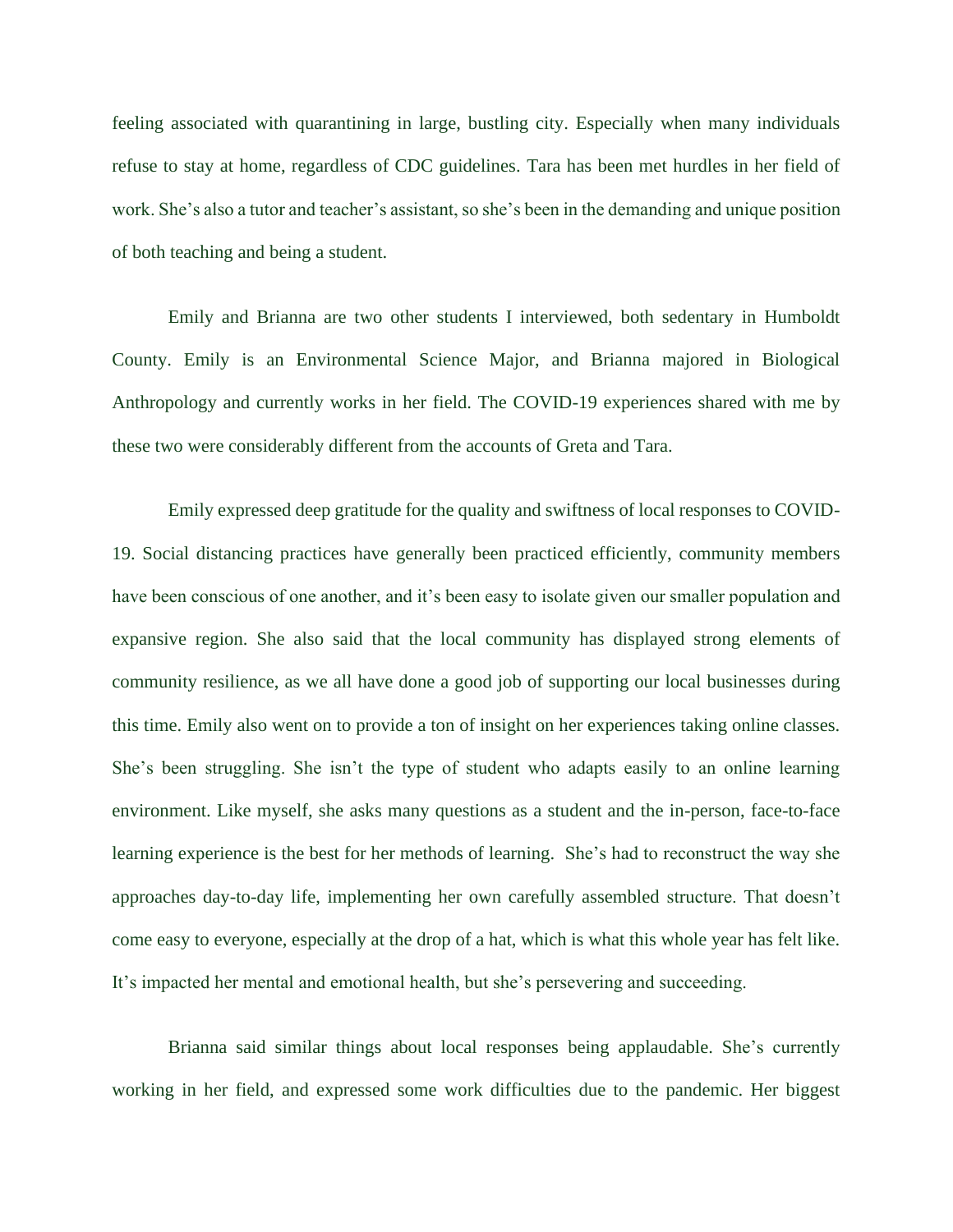feeling associated with quarantining in large, bustling city. Especially when many individuals refuse to stay at home, regardless of CDC guidelines. Tara has been met hurdles in her field of work. She's also a tutor and teacher's assistant, so she's been in the demanding and unique position of both teaching and being a student.

Emily and Brianna are two other students I interviewed, both sedentary in Humboldt County. Emily is an Environmental Science Major, and Brianna majored in Biological Anthropology and currently works in her field. The COVID-19 experiences shared with me by these two were considerably different from the accounts of Greta and Tara.

Emily expressed deep gratitude for the quality and swiftness of local responses to COVID-19. Social distancing practices have generally been practiced efficiently, community members have been conscious of one another, and it's been easy to isolate given our smaller population and expansive region. She also said that the local community has displayed strong elements of community resilience, as we all have done a good job of supporting our local businesses during this time. Emily also went on to provide a ton of insight on her experiences taking online classes. She's been struggling. She isn't the type of student who adapts easily to an online learning environment. Like myself, she asks many questions as a student and the in-person, face-to-face learning experience is the best for her methods of learning. She's had to reconstruct the way she approaches day-to-day life, implementing her own carefully assembled structure. That doesn't come easy to everyone, especially at the drop of a hat, which is what this whole year has felt like. It's impacted her mental and emotional health, but she's persevering and succeeding.

Brianna said similar things about local responses being applaudable. She's currently working in her field, and expressed some work difficulties due to the pandemic. Her biggest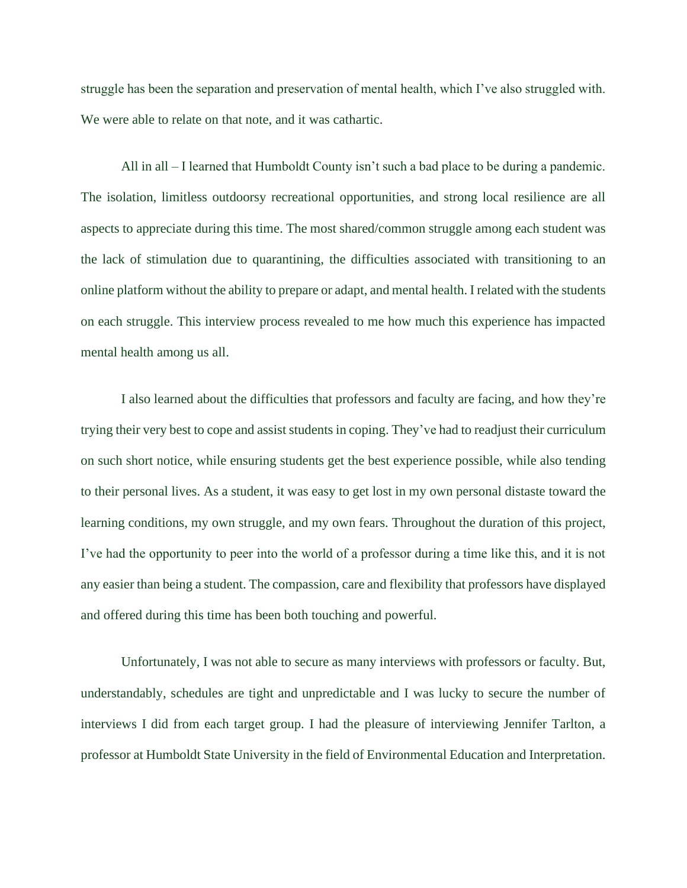struggle has been the separation and preservation of mental health, which I've also struggled with. We were able to relate on that note, and it was cathartic.

All in all – I learned that Humboldt County isn't such a bad place to be during a pandemic. The isolation, limitless outdoorsy recreational opportunities, and strong local resilience are all aspects to appreciate during this time. The most shared/common struggle among each student was the lack of stimulation due to quarantining, the difficulties associated with transitioning to an online platform without the ability to prepare or adapt, and mental health. I related with the students on each struggle. This interview process revealed to me how much this experience has impacted mental health among us all.

I also learned about the difficulties that professors and faculty are facing, and how they're trying their very best to cope and assist students in coping. They've had to readjust their curriculum on such short notice, while ensuring students get the best experience possible, while also tending to their personal lives. As a student, it was easy to get lost in my own personal distaste toward the learning conditions, my own struggle, and my own fears. Throughout the duration of this project, I've had the opportunity to peer into the world of a professor during a time like this, and it is not any easier than being a student. The compassion, care and flexibility that professors have displayed and offered during this time has been both touching and powerful.

Unfortunately, I was not able to secure as many interviews with professors or faculty. But, understandably, schedules are tight and unpredictable and I was lucky to secure the number of interviews I did from each target group. I had the pleasure of interviewing Jennifer Tarlton, a professor at Humboldt State University in the field of Environmental Education and Interpretation.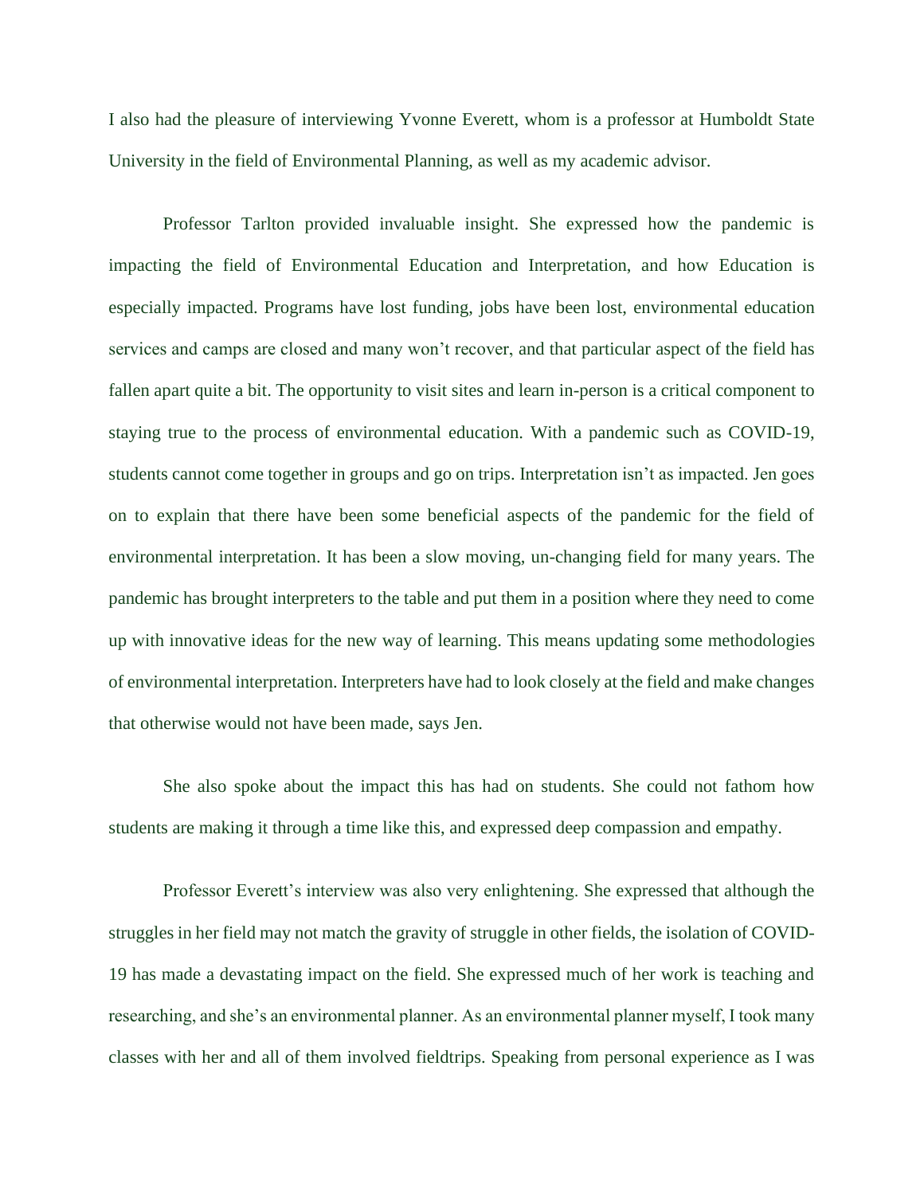I also had the pleasure of interviewing Yvonne Everett, whom is a professor at Humboldt State University in the field of Environmental Planning, as well as my academic advisor.

Professor Tarlton provided invaluable insight. She expressed how the pandemic is impacting the field of Environmental Education and Interpretation, and how Education is especially impacted. Programs have lost funding, jobs have been lost, environmental education services and camps are closed and many won't recover, and that particular aspect of the field has fallen apart quite a bit. The opportunity to visit sites and learn in-person is a critical component to staying true to the process of environmental education. With a pandemic such as COVID-19, students cannot come together in groups and go on trips. Interpretation isn't as impacted. Jen goes on to explain that there have been some beneficial aspects of the pandemic for the field of environmental interpretation. It has been a slow moving, un-changing field for many years. The pandemic has brought interpreters to the table and put them in a position where they need to come up with innovative ideas for the new way of learning. This means updating some methodologies of environmental interpretation. Interpreters have had to look closely at the field and make changes that otherwise would not have been made, says Jen.

She also spoke about the impact this has had on students. She could not fathom how students are making it through a time like this, and expressed deep compassion and empathy.

Professor Everett's interview was also very enlightening. She expressed that although the struggles in her field may not match the gravity of struggle in other fields, the isolation of COVID-19 has made a devastating impact on the field. She expressed much of her work is teaching and researching, and she's an environmental planner. As an environmental planner myself, I took many classes with her and all of them involved fieldtrips. Speaking from personal experience as I was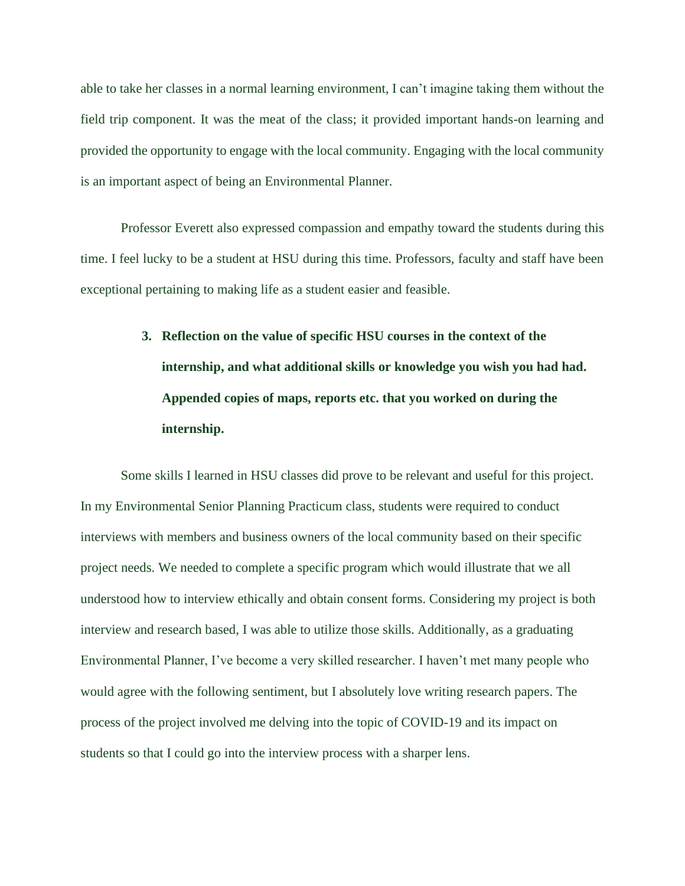able to take her classes in a normal learning environment, I can't imagine taking them without the field trip component. It was the meat of the class; it provided important hands-on learning and provided the opportunity to engage with the local community. Engaging with the local community is an important aspect of being an Environmental Planner.

Professor Everett also expressed compassion and empathy toward the students during this time. I feel lucky to be a student at HSU during this time. Professors, faculty and staff have been exceptional pertaining to making life as a student easier and feasible.

3. **Reflection on the value of specific HSU courses in the context of the internship, and what additional skills or knowledge you wish you had had. Appended copies of maps, reports etc. that you worked on during the internship.**

Some skills I learned in HSU classes did prove to be relevant and useful for this project. In my Environmental Senior Planning Practicum class, students were required to conduct interviews with members and business owners of the local community based on their specific project needs. We needed to complete a specific program which would illustrate that we all understood how to interview ethically and obtain consent forms. Considering my project is both interview and research based, I was able to utilize those skills. Additionally, as a graduating Environmental Planner, I've become a very skilled researcher. I haven't met many people who would agree with the following sentiment, but I absolutely love writing research papers. The process of the project involved me delving into the topic of COVID-19 and its impact on students so that I could go into the interview process with a sharper lens.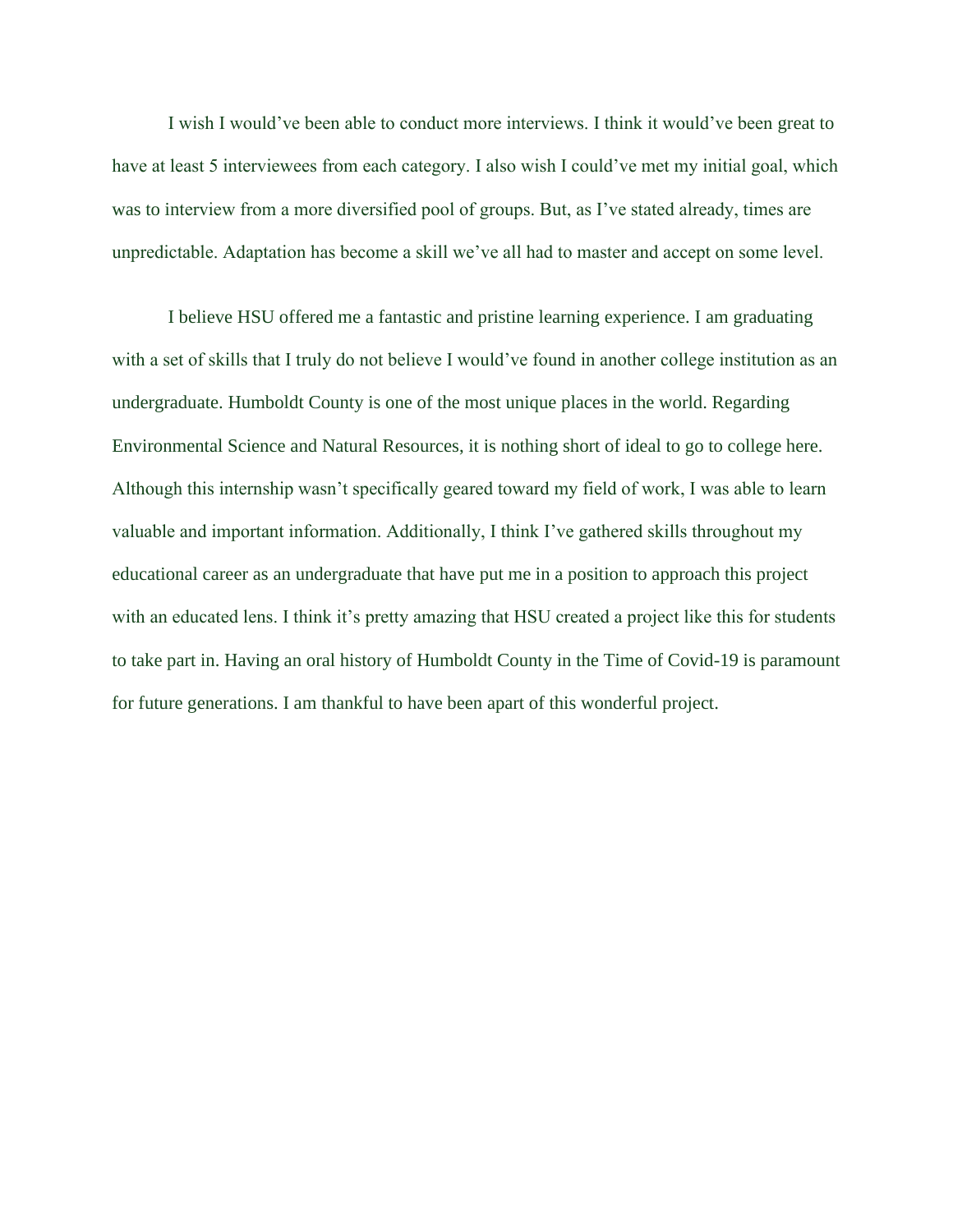I wish I would've been able to conduct more interviews. I think it would've been great to have at least 5 interviewees from each category. I also wish I could've met my initial goal, which was to interview from a more diversified pool of groups. But, as I've stated already, times are unpredictable. Adaptation has become a skill we've all had to master and accept on some level.

I believe HSU offered me a fantastic and pristine learning experience. I am graduating with a set of skills that I truly do not believe I would've found in another college institution as an undergraduate. Humboldt County is one of the most unique places in the world. Regarding Environmental Science and Natural Resources, it is nothing short of ideal to go to college here. Although this internship wasn't specifically geared toward my field of work, I was able to learn valuable and important information. Additionally, I think I've gathered skills throughout my educational career as an undergraduate that have put me in a position to approach this project with an educated lens. I think it's pretty amazing that HSU created a project like this for students to take part in. Having an oral history of Humboldt County in the Time of Covid-19 is paramount for future generations. I am thankful to have been apart of this wonderful project.